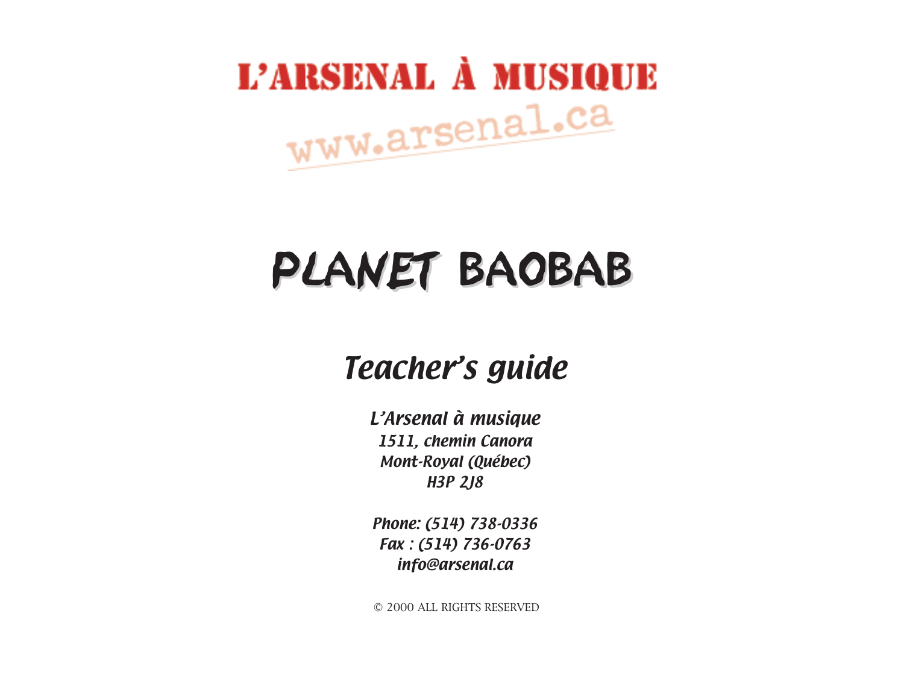# L'ARSENAL À MUSIQUE

www.arsenal.ca

# PLANET BAOBAB

## *Teacher's guide*

***L'Arsenal à musique***
***1511, chemin Canora***
***Mont-Royal (Québec)***
***H3P 2J8***

***Phone: (514) 738-0336***
***Fax : (514) 736-0763***
***info@arsenal.ca***

© 2000 ALL RIGHTS RESERVED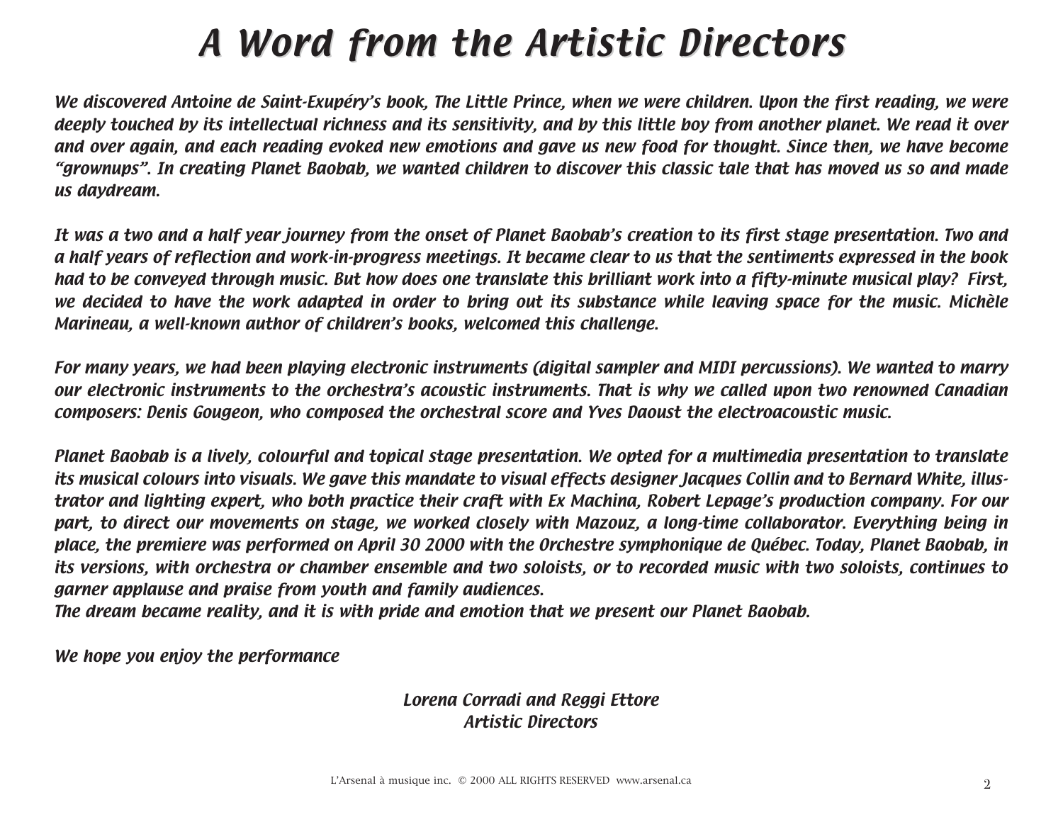# A Word from the Artistic Directors

*We discovered Antoine de Saint-Exupéry's book, The Little Prince, when we were children. Upon the first reading, we were deeply touched by its intellectual richness and its sensitivity, and by this little boy from another planet. We read it over and over again, and each reading evoked new emotions and gave us new food for thought. Since then, we have become "grownups". In creating Planet Baobab, we wanted children to discover this classic tale that has moved us so and made us daydream.*

*It was a two and a half year journey from the onset of Planet Baobab's creation to its first stage presentation. Two and a half years of reflection and work-in-progress meetings. It became clear to us that the sentiments expressed in the book had to be conveyed through music. But how does one translate this brilliant work into a fifty-minute musical play? First, we decided to have the work adapted in order to bring out its substance while leaving space for the music. Michèle Marineau, a well-known author of children's books, welcomed this challenge.*

*For many years, we had been playing electronic instruments (digital sampler and MIDI percussions). We wanted to marry our electronic instruments to the orchestra's acoustic instruments. That is why we called upon two renowned Canadian composers: Denis Gougeon, who composed the orchestral score and Yves Daoust the electroacoustic music.*

*Planet Baobab is a lively, colourful and topical stage presentation. We opted for a multimedia presentation to translate its musical colours into visuals. We gave this mandate to visual effects designer Jacques Collin and to Bernard White, illustrator and lighting expert, who both practice their craft with Ex Machina, Robert Lepage's production company. For our part, to direct our movements on stage, we worked closely with Mazouz, a long-time collaborator. Everything being in place, the premiere was performed on April 30 2000 with the Orchestre symphonique de Québec. Today, Planet Baobab, in its versions, with orchestra or chamber ensemble and two soloists, or to recorded music with two soloists, continues to garner applause and praise from youth and family audiences.*
*The dream became reality, and it is with pride and emotion that we present our Planet Baobab.*

*We hope you enjoy the performance*

*Lorena Corradi and Reggi Ettore*
*Artistic Directors*

L'Arsenal à musique inc. © 2000 ALL RIGHTS RESERVED www.arsenal.ca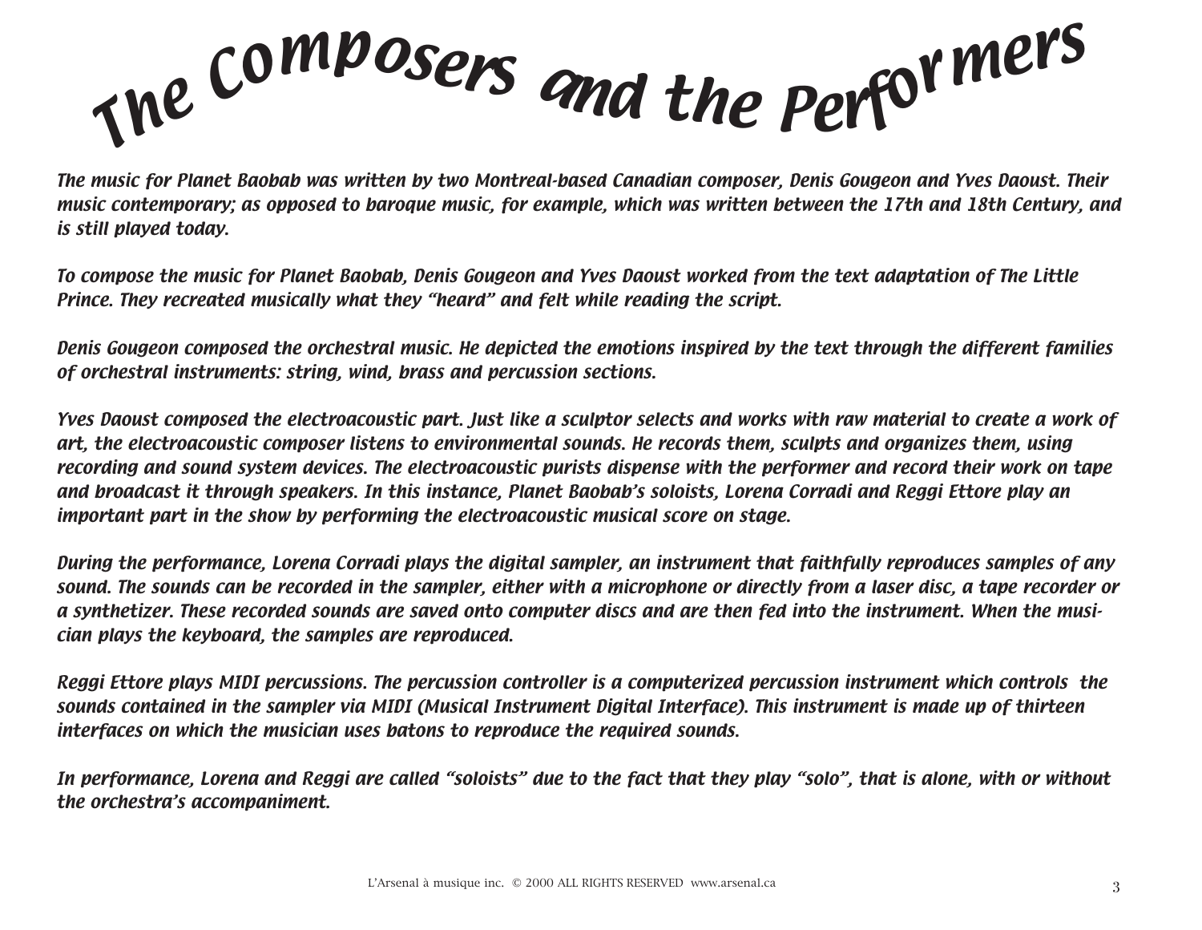# The Composers and the Performers

*The music for Planet Baobab was written by two Montreal-based Canadian composer, Denis Gougeon and Yves Daoust. Their music contemporary; as opposed to baroque music, for example, which was written between the 17th and 18th Century, and is still played today.*

*To compose the music for Planet Baobab, Denis Gougeon and Yves Daoust worked from the text adaptation of The Little Prince. They recreated musically what they "heard" and felt while reading the script.*

*Denis Gougeon composed the orchestral music. He depicted the emotions inspired by the text through the different families of orchestral instruments: string, wind, brass and percussion sections.*

*Yves Daoust composed the electroacoustic part. Just like a sculptor selects and works with raw material to create a work of art, the electroacoustic composer listens to environmental sounds. He records them, sculpts and organizes them, using recording and sound system devices. The electroacoustic purists dispense with the performer and record their work on tape and broadcast it through speakers. In this instance, Planet Baobab's soloists, Lorena Corradi and Reggi Ettore play an important part in the show by performing the electroacoustic musical score on stage.*

*During the performance, Lorena Corradi plays the digital sampler, an instrument that faithfully reproduces samples of any sound. The sounds can be recorded in the sampler, either with a microphone or directly from a laser disc, a tape recorder or a synthetizer. These recorded sounds are saved onto computer discs and are then fed into the instrument. When the musician plays the keyboard, the samples are reproduced.*

*Reggi Ettore plays MIDI percussions. The percussion controller is a computerized percussion instrument which controls the sounds contained in the sampler via MIDI (Musical Instrument Digital Interface). This instrument is made up of thirteen interfaces on which the musician uses batons to reproduce the required sounds.*

*In performance, Lorena and Reggi are called "soloists" due to the fact that they play "solo", that is alone, with or without the orchestra's accompaniment.*

L'Arsenal à musique inc. © 2000 ALL RIGHTS RESERVED www.arsenal.ca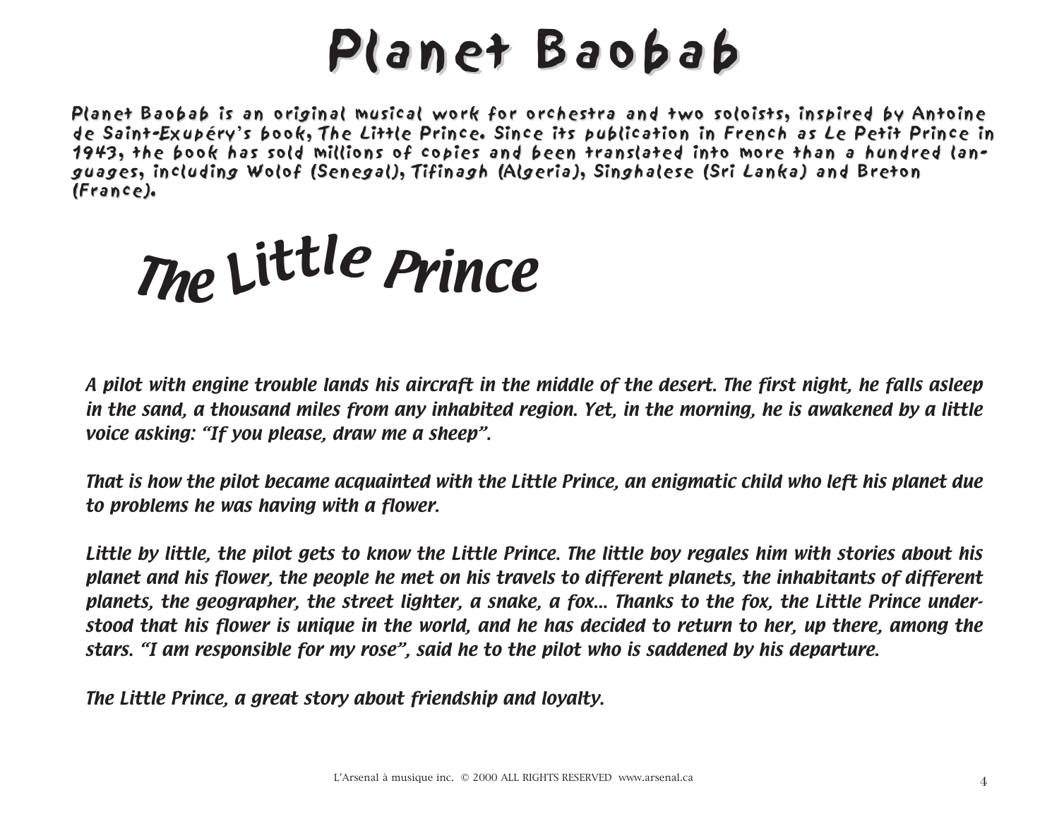# Planet Baobab

Planet Baobab is an original musical work for orchestra and two soloists, inspired by Antoine de Saint-Exupéry's book, The Little Prince. Since its publication in French as Le Petit Prince in 1943, the book has sold millions of copies and been translated into more than a hundred languages, including Wolof (Senegal), Tifinagh (Algeria), Singhalese (Sri Lanka) and Breton (France).

## The Little Prince

*A pilot with engine trouble lands his aircraft in the middle of the desert. The first night, he falls asleep in the sand, a thousand miles from any inhabited region. Yet, in the morning, he is awakened by a little voice asking: "If you please, draw me a sheep".*

*That is how the pilot became acquainted with the Little Prince, an enigmatic child who left his planet due to problems he was having with a flower.*

*Little by little, the pilot gets to know the Little Prince. The little boy regales him with stories about his planet and his flower, the people he met on his travels to different planets, the inhabitants of different planets, the geographer, the street lighter, a snake, a fox... Thanks to the fox, the Little Prince understood that his flower is unique in the world, and he has decided to return to her, up there, among the stars. "I am responsible for my rose", said he to the pilot who is saddened by his departure.*

*The Little Prince, a great story about friendship and loyalty.*

L'Arsenal à musique inc. © 2000 ALL RIGHTS RESERVED www.arsenal.ca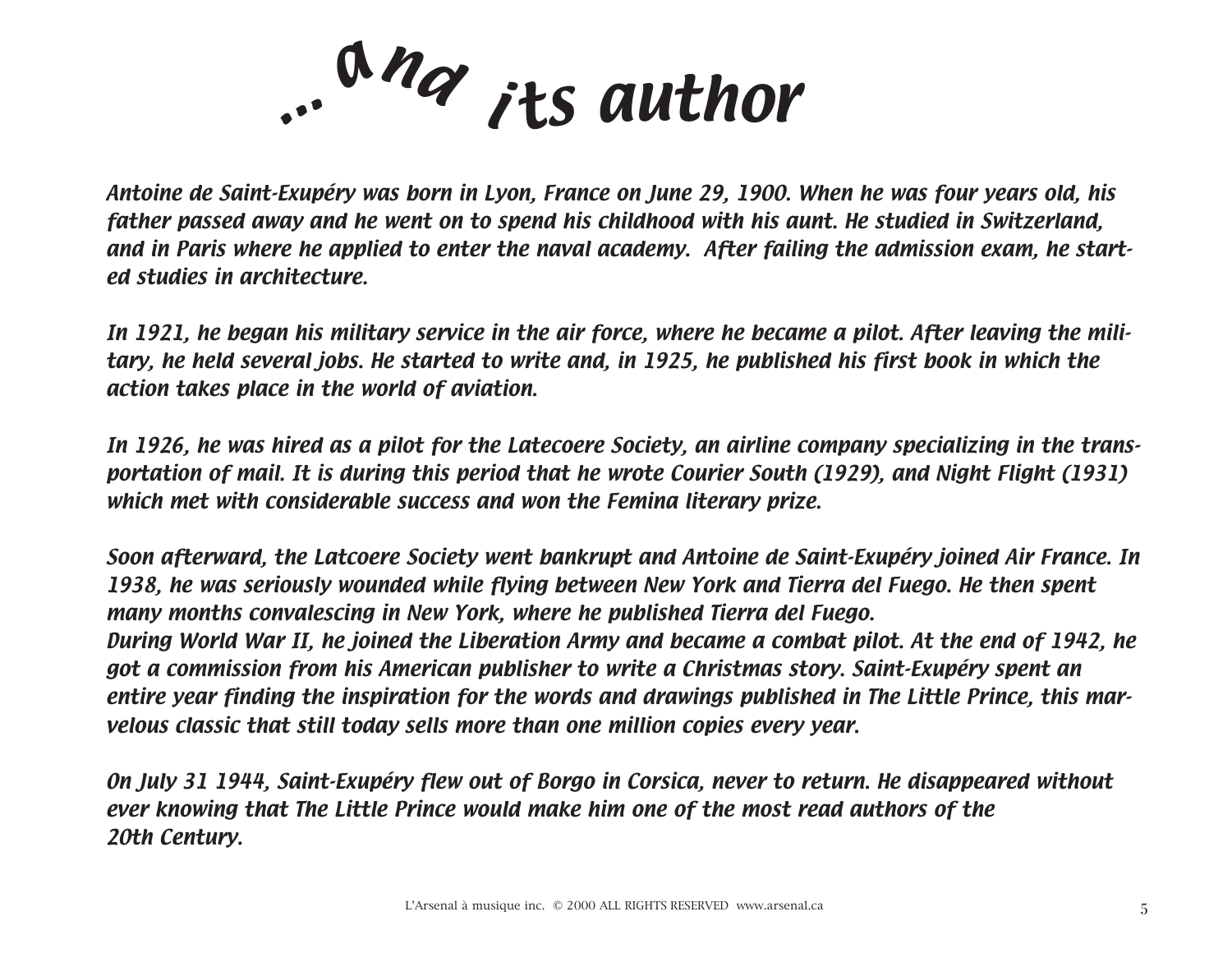# ...and its author

Antoine de Saint-Exupéry was born in Lyon, France on June 29, 1900. When he was four years old, his father passed away and he went on to spend his childhood with his aunt. He studied in Switzerland, and in Paris where he applied to enter the naval academy. After failing the admission exam, he started studies in architecture.

In 1921, he began his military service in the air force, where he became a pilot. After leaving the military, he held several jobs. He started to write and, in 1925, he published his first book in which the action takes place in the world of aviation.

In 1926, he was hired as a pilot for the Latecoere Society, an airline company specializing in the transportation of mail. It is during this period that he wrote Courier South (1929), and Night Flight (1931) which met with considerable success and won the Femina literary prize.

Soon afterward, the Latcoere Society went bankrupt and Antoine de Saint-Exupéry joined Air France. In 1938, he was seriously wounded while flying between New York and Tierra del Fuego. He then spent many months convalescing in New York, where he published Tierra del Fuego.
During World War II, he joined the Liberation Army and became a combat pilot. At the end of 1942, he got a commission from his American publisher to write a Christmas story. Saint-Exupéry spent an entire year finding the inspiration for the words and drawings published in The Little Prince, this marvelous classic that still today sells more than one million copies every year.

On July 31 1944, Saint-Exupéry flew out of Borgo in Corsica, never to return. He disappeared without ever knowing that The Little Prince would make him one of the most read authors of the 20th Century.

L'Arsenal à musique inc. © 2000 ALL RIGHTS RESERVED www.arsenal.ca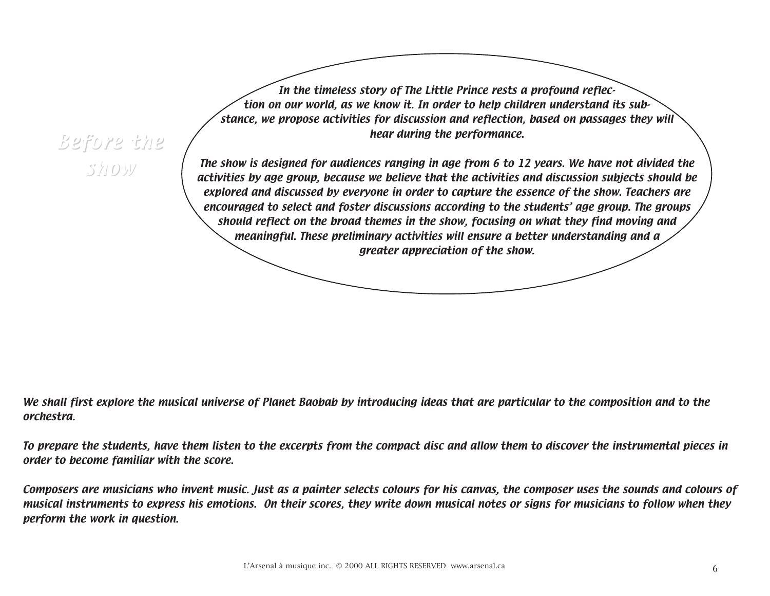# Before the show

*In the timeless story of The Little Prince rests a profound reflection on our world, as we know it. In order to help children understand its substance, we propose activities for discussion and reflection, based on passages they will hear during the performance.*

*The show is designed for audiences ranging in age from 6 to 12 years. We have not divided the activities by age group, because we believe that the activities and discussion subjects should be explored and discussed by everyone in order to capture the essence of the show. Teachers are encouraged to select and foster discussions according to the students' age group. The groups should reflect on the broad themes in the show, focusing on what they find moving and meaningful. These preliminary activities will ensure a better understanding and a greater appreciation of the show.*

*We shall first explore the musical universe of Planet Baobab by introducing ideas that are particular to the composition and to the orchestra.*

*To prepare the students, have them listen to the excerpts from the compact disc and allow them to discover the instrumental pieces in order to become familiar with the score.*

*Composers are musicians who invent music. Just as a painter selects colours for his canvas, the composer uses the sounds and colours of musical instruments to express his emotions. On their scores, they write down musical notes or signs for musicians to follow when they perform the work in question.*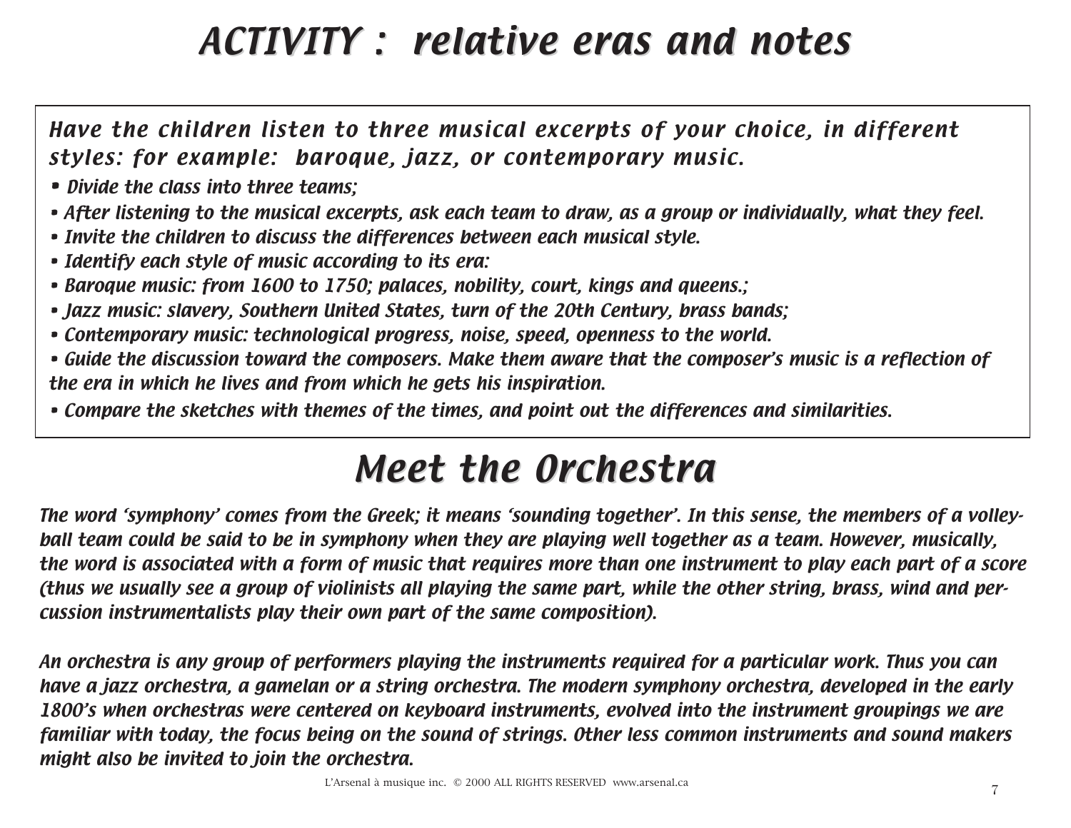# ACTIVITY : relative eras and notes

*Have the children listen to three musical excerpts of your choice, in different styles: for example: baroque, jazz, or contemporary music.*

- *Divide the class into three teams;*
- *After listening to the musical excerpts, ask each team to draw, as a group or individually, what they feel.*
- *Invite the children to discuss the differences between each musical style.*
- *Identify each style of music according to its era:*
- *Baroque music: from 1600 to 1750; palaces, nobility, court, kings and queens.;*
- *Jazz music: slavery, Southern United States, turn of the 20th Century, brass bands;*
- *Contemporary music: technological progress, noise, speed, openness to the world.*
- *Guide the discussion toward the composers. Make them aware that the composer's music is a reflection of the era in which he lives and from which he gets his inspiration.*
- *Compare the sketches with themes of the times, and point out the differences and similarities.*

# Meet the Orchestra

*The word 'symphony' comes from the Greek; it means 'sounding together'. In this sense, the members of a volleyball team could be said to be in symphony when they are playing well together as a team. However, musically, the word is associated with a form of music that requires more than one instrument to play each part of a score (thus we usually see a group of violinists all playing the same part, while the other string, brass, wind and percussion instrumentalists play their own part of the same composition).*

*An orchestra is any group of performers playing the instruments required for a particular work. Thus you can have a jazz orchestra, a gamelan or a string orchestra. The modern symphony orchestra, developed in the early 1800's when orchestras were centered on keyboard instruments, evolved into the instrument groupings we are familiar with today, the focus being on the sound of strings. Other less common instruments and sound makers might also be invited to join the orchestra.*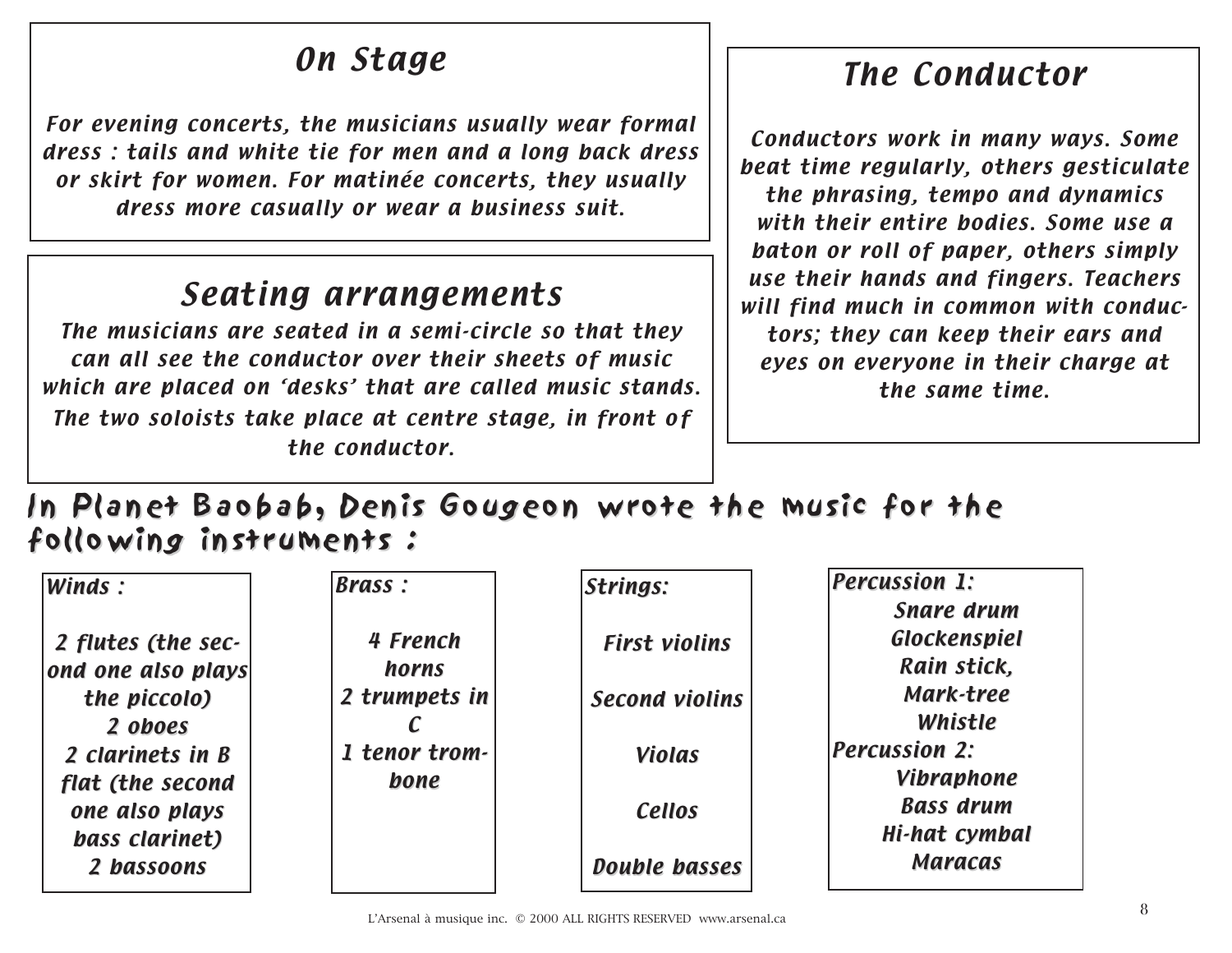## *On Stage*

*For evening concerts, the musicians usually wear formal dress : tails and white tie for men and a long back dress or skirt for women. For matinée concerts, they usually dress more casually or wear a business suit.*

## *Seating arrangements*

*The musicians are seated in a semi-circle so that they can all see the conductor over their sheets of music which are placed on 'desks' that are called music stands. The two soloists take place at centre stage, in front of the conductor.*

## *The Conductor*

*Conductors work in many ways. Some beat time regularly, others gesticulate the phrasing, tempo and dynamics with their entire bodies. Some use a baton or roll of paper, others simply use their hands and fingers. Teachers will find much in common with conductors; they can keep their ears and eyes on everyone in their charge at the same time.*

## In Planet Baobab, Denis Gougeon wrote the music for the following instruments :

***Winds :***

*2 flutes (the second one also plays the piccolo)*
*2 oboes*
*2 clarinets in B flat (the second one also plays bass clarinet)*
*2 bassoons*

***Brass :***

*4 French horns*
*2 trumpets in C*
*1 tenor trombone*

***Strings:***

*First violins*
*Second violins*
*Violas*
*Cellos*
*Double basses*

***Percussion 1:***

*Snare drum*
*Glockenspiel*
*Rain stick,*
*Mark-tree*
*Whistle*

***Percussion 2:***

*Vibraphone*
*Bass drum*
*Hi-hat cymbal*
*Maracas*

L'Arsenal à musique inc. © 2000 ALL RIGHTS RESERVED www.arsenal.ca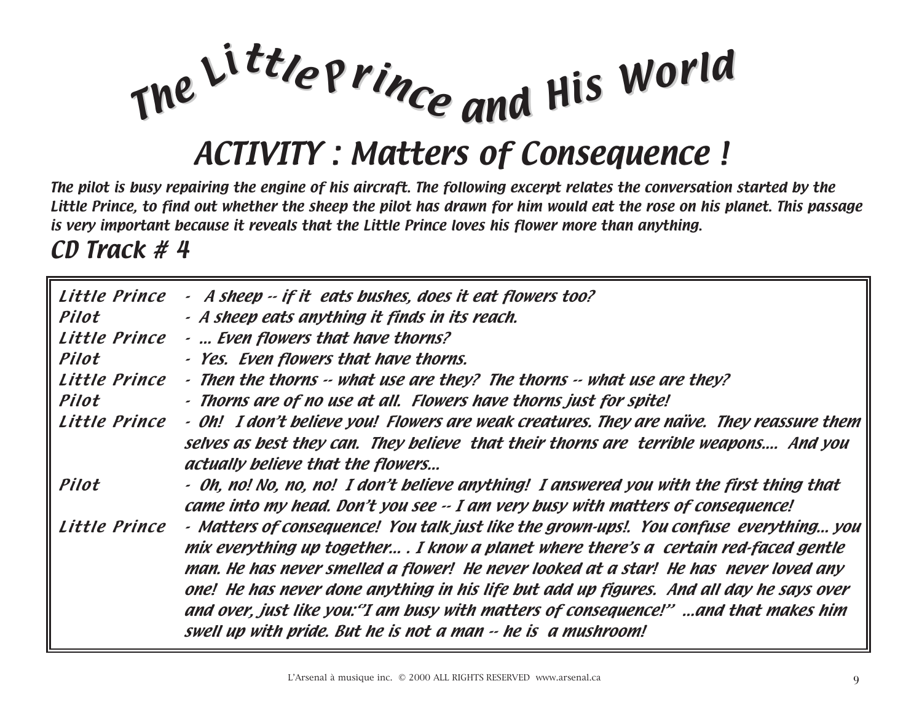# The Little Prince and His World

## ACTIVITY : Matters of Consequence !

*The pilot is busy repairing the engine of his aircraft. The following excerpt relates the conversation started by the Little Prince, to find out whether the sheep the pilot has drawn for him would eat the rose on his planet. This passage is very important because it reveals that the Little Prince loves his flower more than anything.*

### CD Track # 4

| | |
|---|---|
| Little Prince | - A sheep -- if it eats bushes, does it eat flowers too? |
| Pilot | - A sheep eats anything it finds in its reach. |
| Little Prince | - ... Even flowers that have thorns? |
| Pilot | - Yes. Even flowers that have thorns. |
| Little Prince | - Then the thorns -- what use are they? The thorns -- what use are they? |
| Pilot | - Thorns are of no use at all. Flowers have thorns just for spite! |
| Little Prince | - Oh! I don't believe you! Flowers are weak creatures. They are naïve. They reassure them selves as best they can. They believe that their thorns are terrible weapons.... And you actually believe that the flowers... |
| Pilot | - Oh, no! No, no, no! I don't believe anything! I answered you with the first thing that came into my head. Don't you see -- I am very busy with matters of consequence! |
| Little Prince | - Matters of consequence! You talk just like the grown-ups!. You confuse everything... you mix everything up together... . I know a planet where there's a certain red-faced gentle man. He has never smelled a flower! He never looked at a star! He has never loved any one! He has never done anything in his life but add up figures. And all day he says over and over, just like you:"I am busy with matters of consequence!" ...and that makes him swell up with pride. But he is not a man -- he is a mushroom! |

L'Arsenal à musique inc. © 2000 ALL RIGHTS RESERVED www.arsenal.ca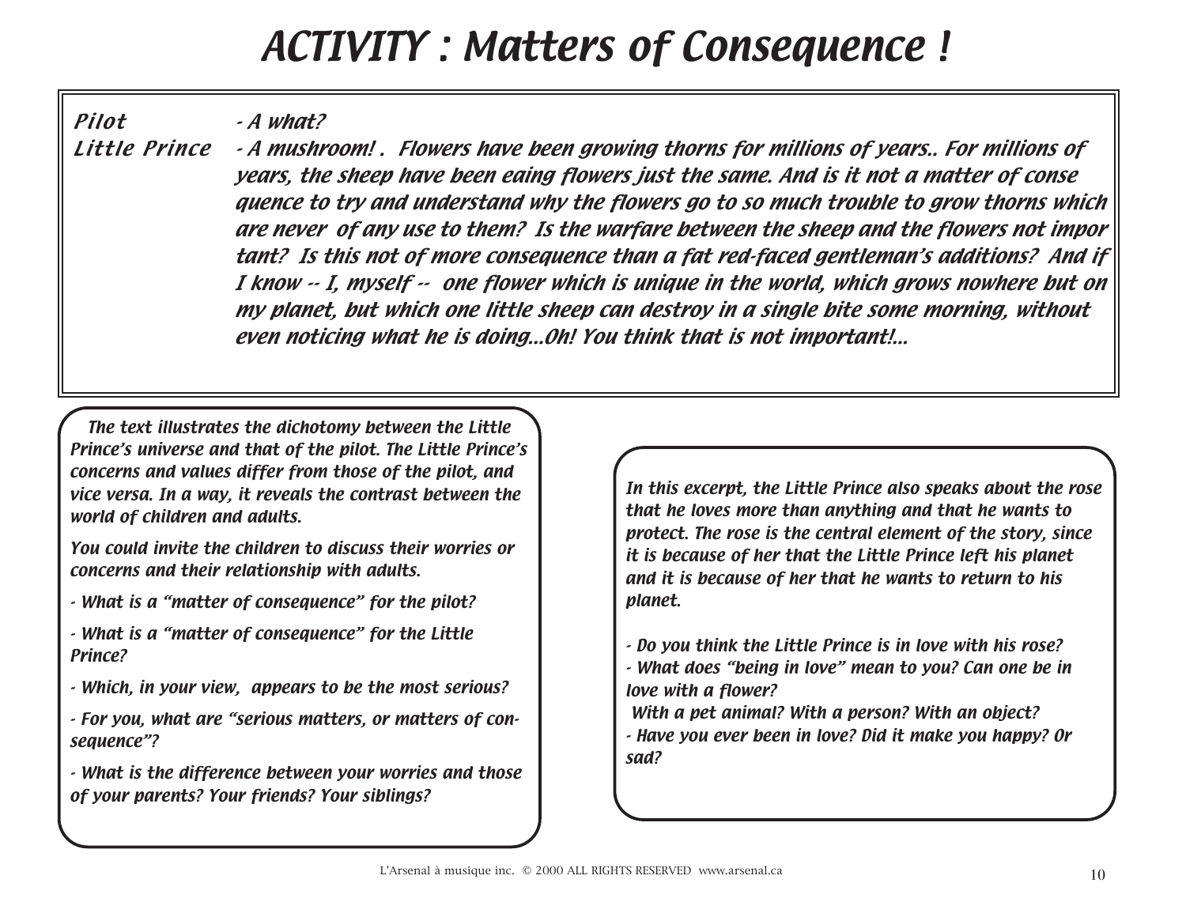# ACTIVITY : Matters of Consequence !

**Pilot** - A what?

**Little Prince** - A mushroom! . Flowers have been growing thorns for millions of years.. For millions of years, the sheep have been eaing flowers just the same. And is it not a matter of conse quence to try and understand why the flowers go to so much trouble to grow thorns which are never of any use to them? Is the warfare between the sheep and the flowers not impor tant? Is this not of more consequence than a fat red-faced gentleman's additions? And if I know -- I, myself -- one flower which is unique in the world, which grows nowhere but on my planet, but which one little sheep can destroy in a single bite some morning, without even noticing what he is doing...Oh! You think that is not important!...

The text illustrates the dichotomy between the Little Prince's universe and that of the pilot. The Little Prince's concerns and values differ from those of the pilot, and vice versa. In a way, it reveals the contrast between the world of children and adults.

You could invite the children to discuss their worries or concerns and their relationship with adults.

- What is a "matter of consequence" for the pilot?
- What is a "matter of consequence" for the Little Prince?
- Which, in your view, appears to be the most serious?
- For you, what are "serious matters, or matters of consequence"?
- What is the difference between your worries and those of your parents? Your friends? Your siblings?

In this excerpt, the Little Prince also speaks about the rose that he loves more than anything and that he wants to protect. The rose is the central element of the story, since it is because of her that the Little Prince left his planet and it is because of her that he wants to return to his planet.

- Do you think the Little Prince is in love with his rose?
- What does "being in love" mean to you? Can one be in love with a flower? With a pet animal? With a person? With an object?
- Have you ever been in love? Did it make you happy? Or sad?

L'Arsenal à musique inc. © 2000 ALL RIGHTS RESERVED www.arsenal.ca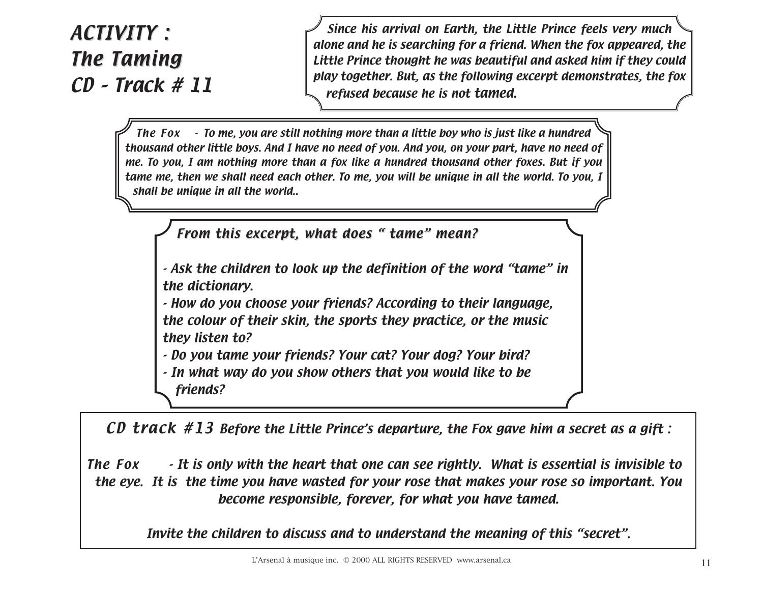# ACTIVITY : The Taming

## CD - Track # 11

*Since his arrival on Earth, the Little Prince feels very much alone and he is searching for a friend. When the fox appeared, the Little Prince thought he was beautiful and asked him if they could play together. But, as the following excerpt demonstrates, the fox refused because he is not tamed.*

*The Fox - To me, you are still nothing more than a little boy who is just like a hundred thousand other little boys. And I have no need of you. And you, on your part, have no need of me. To you, I am nothing more than a fox like a hundred thousand other foxes. But if you tame me, then we shall need each other. To me, you will be unique in all the world. To you, I shall be unique in all the world..*

### *From this excerpt, what does " tame" mean?*

- *Ask the children to look up the definition of the word "tame" in the dictionary.*
- *How do you choose your friends? According to their language, the colour of their skin, the sports they practice, or the music they listen to?*
- *Do you tame your friends? Your cat? Your dog? Your bird?*
- *In what way do you show others that you would like to be friends?*

***CD track #13*** *Before the Little Prince's departure, the Fox gave him a secret as a gift :*

*The Fox - It is only with the heart that one can see rightly. What is essential is invisible to the eye. It is the time you have wasted for your rose that makes your rose so important. You become responsible, forever, for what you have tamed.*

*Invite the children to discuss and to understand the meaning of this "secret".*

L'Arsenal à musique inc. © 2000 ALL RIGHTS RESERVED www.arsenal.ca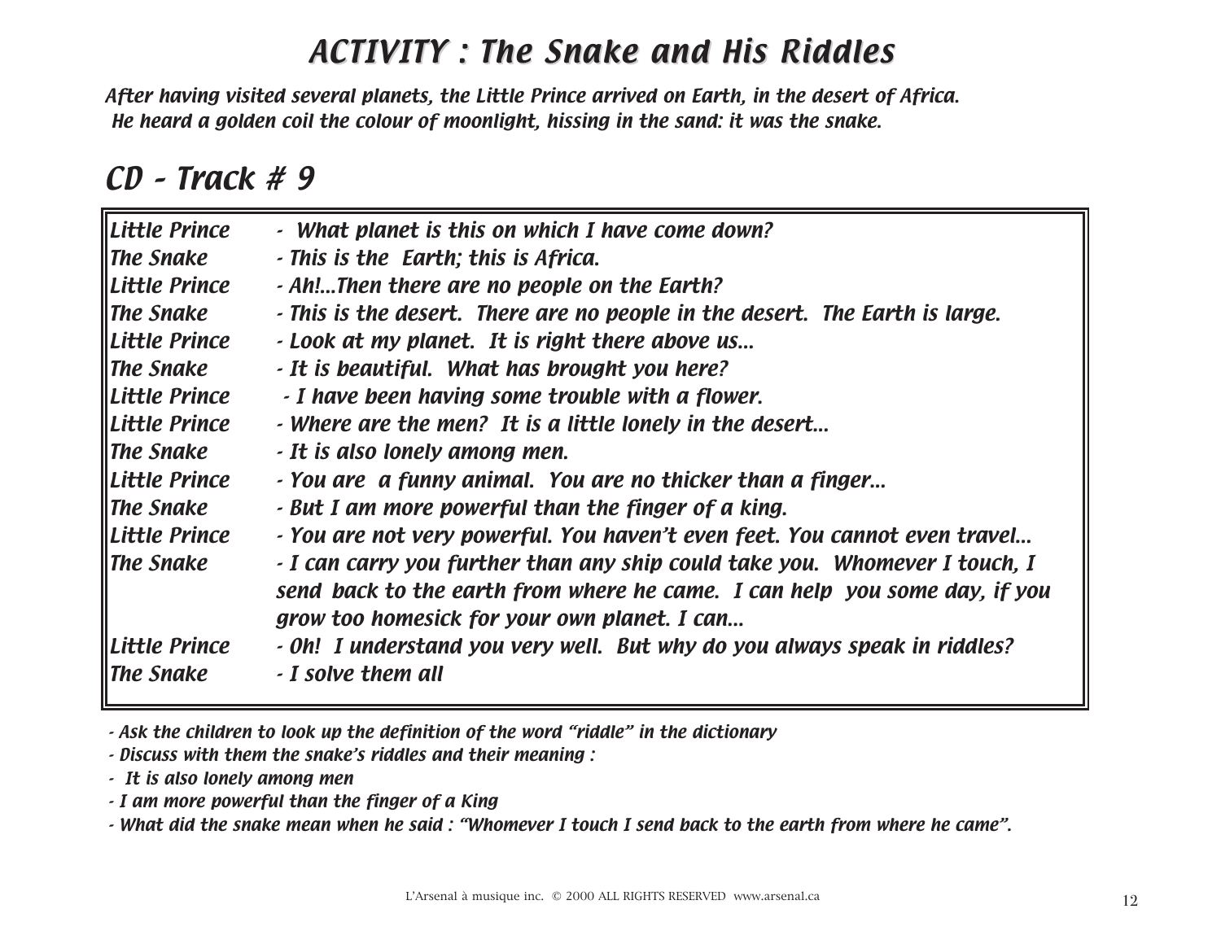# ACTIVITY : The Snake and His Riddles

*After having visited several planets, the Little Prince arrived on Earth, in the desert of Africa. He heard a golden coil the colour of moonlight, hissing in the sand: it was the snake.*

## CD - Track # 9

| | |
|---|---|
| Little Prince | - What planet is this on which I have come down? |
| The Snake | - This is the Earth; this is Africa. |
| Little Prince | - Ah!...Then there are no people on the Earth? |
| The Snake | - This is the desert. There are no people in the desert. The Earth is large. |
| Little Prince | - Look at my planet. It is right there above us... |
| The Snake | - It is beautiful. What has brought you here? |
| Little Prince | - I have been having some trouble with a flower. |
| Little Prince | - Where are the men? It is a little lonely in the desert... |
| The Snake | - It is also lonely among men. |
| Little Prince | - You are a funny animal. You are no thicker than a finger... |
| The Snake | - But I am more powerful than the finger of a king. |
| Little Prince | - You are not very powerful. You haven't even feet. You cannot even travel... |
| The Snake | - I can carry you further than any ship could take you. Whomever I touch, I send back to the earth from where he came. I can help you some day, if you grow too homesick for your own planet. I can... |
| Little Prince | - Oh! I understand you very well. But why do you always speak in riddles? |
| The Snake | - I solve them all |

*- Ask the children to look up the definition of the word "riddle" in the dictionary*
*- Discuss with them the snake's riddles and their meaning :*
*- It is also lonely among men*
*- I am more powerful than the finger of a King*
*- What did the snake mean when he said : "Whomever I touch I send back to the earth from where he came".*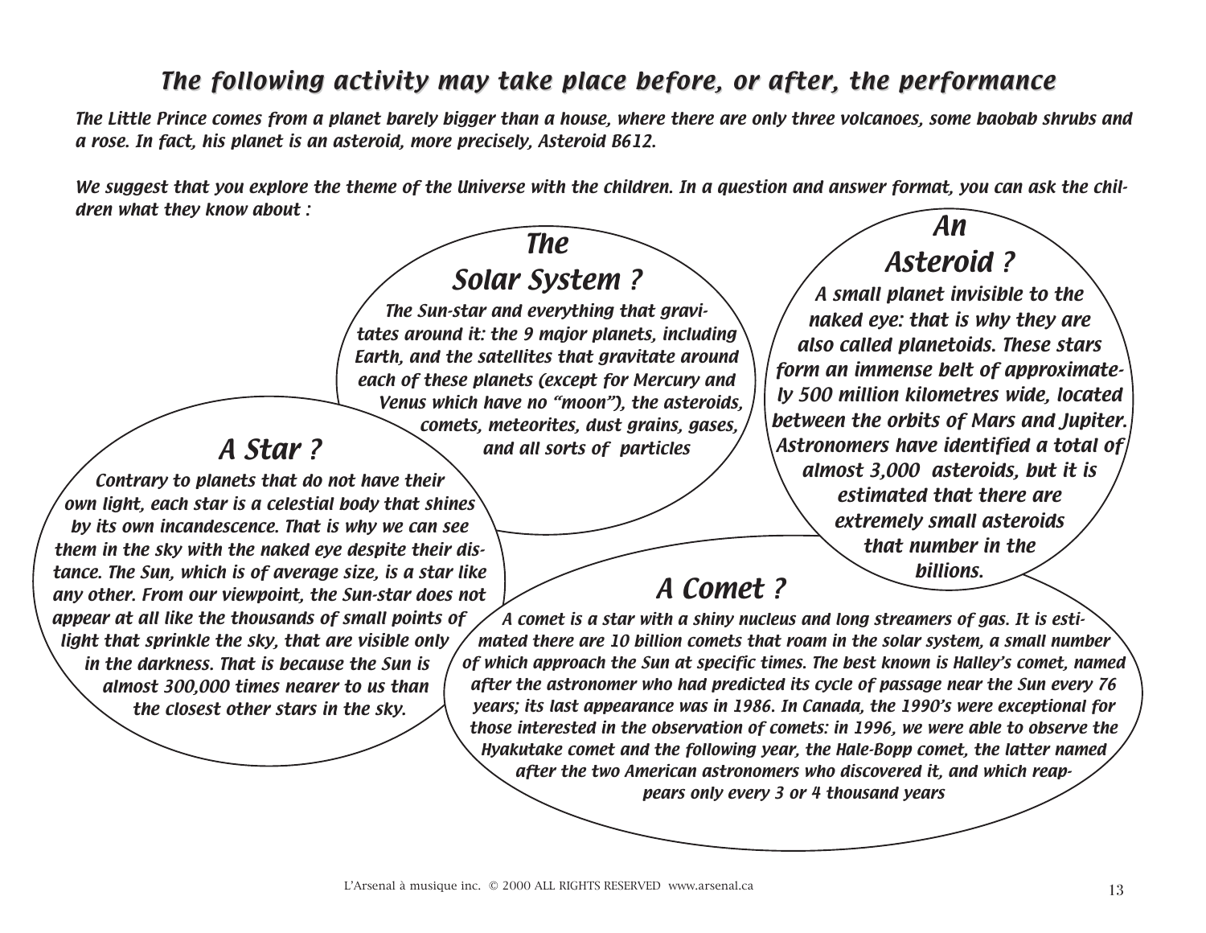## *The following activity may take place before, or after, the performance*

*The Little Prince comes from a planet barely bigger than a house, where there are only three volcanoes, some baobab shrubs and a rose. In fact, his planet is an asteroid, more precisely, Asteroid B612.*

*We suggest that you explore the theme of the Universe with the children. In a question and answer format, you can ask the children what they know about :*

### *The Solar System ?*

*The Sun-star and everything that gravitates around it: the 9 major planets, including Earth, and the satellites that gravitate around each of these planets (except for Mercury and Venus which have no "moon"), the asteroids, comets, meteorites, dust grains, gases, and all sorts of particles*

### *An Asteroid ?*

*A small planet invisible to the naked eye: that is why they are also called planetoids. These stars form an immense belt of approximately 500 million kilometres wide, located between the orbits of Mars and Jupiter. Astronomers have identified a total of almost 3,000 asteroids, but it is estimated that there are extremely small asteroids that number in the billions.*

### *A Star ?*

*Contrary to planets that do not have their own light, each star is a celestial body that shines by its own incandescence. That is why we can see them in the sky with the naked eye despite their distance. The Sun, which is of average size, is a star like any other. From our viewpoint, the Sun-star does not appear at all like the thousands of small points of light that sprinkle the sky, that are visible only in the darkness. That is because the Sun is almost 300,000 times nearer to us than the closest other stars in the sky.*

### *A Comet ?*

*A comet is a star with a shiny nucleus and long streamers of gas. It is estimated there are 10 billion comets that roam in the solar system, a small number of which approach the Sun at specific times. The best known is Halley's comet, named after the astronomer who had predicted its cycle of passage near the Sun every 76 years; its last appearance was in 1986. In Canada, the 1990's were exceptional for those interested in the observation of comets: in 1996, we were able to observe the Hyakutake comet and the following year, the Hale-Bopp comet, the latter named after the two American astronomers who discovered it, and which reappears only every 3 or 4 thousand years*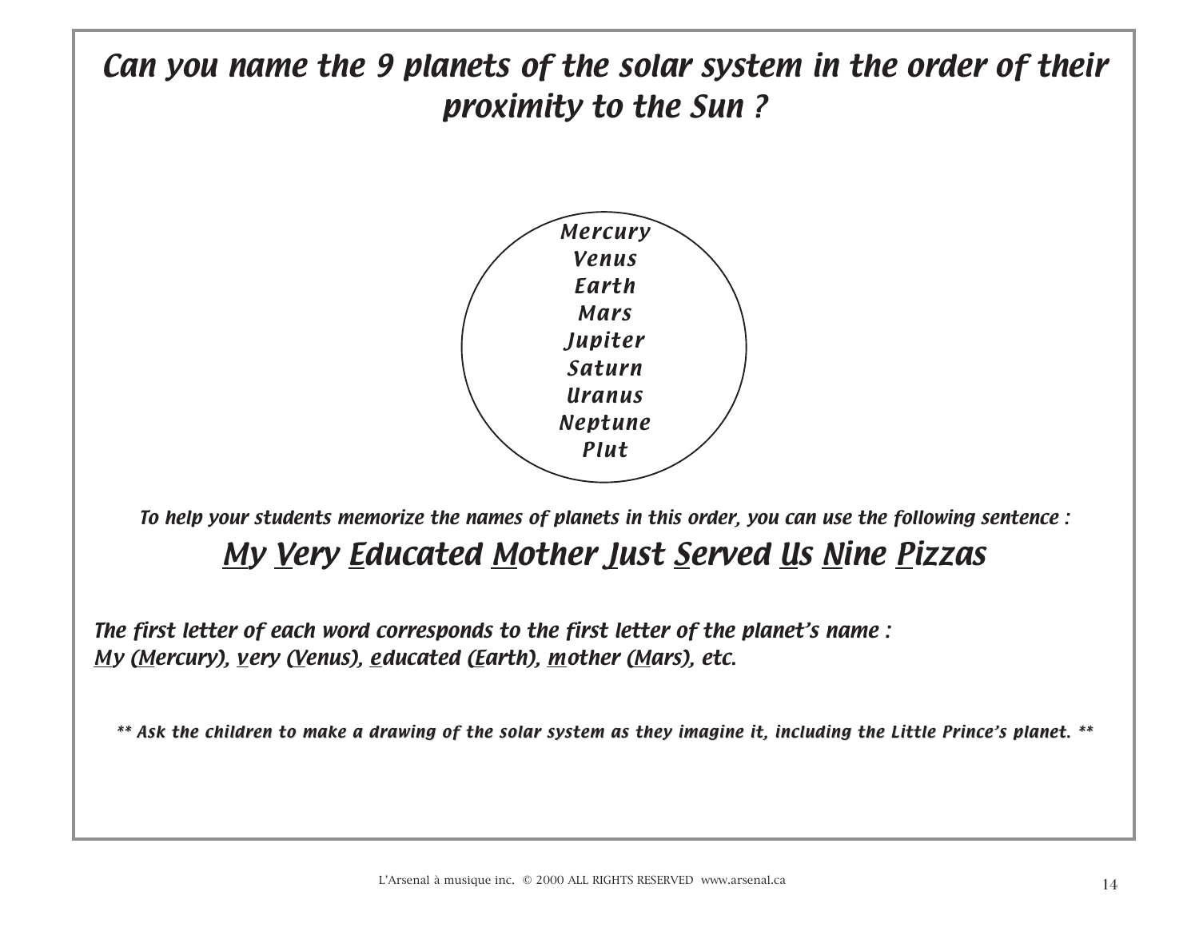# *Can you name the 9 planets of the solar system in the order of their proximity to the Sun ?*

*Mercury*
*Venus*
*Earth*
*Mars*
*Jupiter*
*Saturn*
*Uranus*
*Neptune*
*Plut*

*To help your students memorize the names of planets in this order, you can use the following sentence :*

## *<u>M</u>y <u>V</u>ery <u>E</u>ducated <u>M</u>other <u>J</u>ust <u>S</u>erved <u>U</u>s <u>N</u>ine <u>P</u>izzas*

*The first letter of each word corresponds to the first letter of the planet's name :*
*<u>M</u>y (<u>M</u>ercury), <u>v</u>ery (<u>V</u>enus), <u>e</u>ducated (<u>E</u>arth), <u>m</u>other (<u>M</u>ars), etc.*

*\*\* Ask the children to make a drawing of the solar system as they imagine it, including the Little Prince's planet. \*\**

L'Arsenal à musique inc. © 2000 ALL RIGHTS RESERVED www.arsenal.ca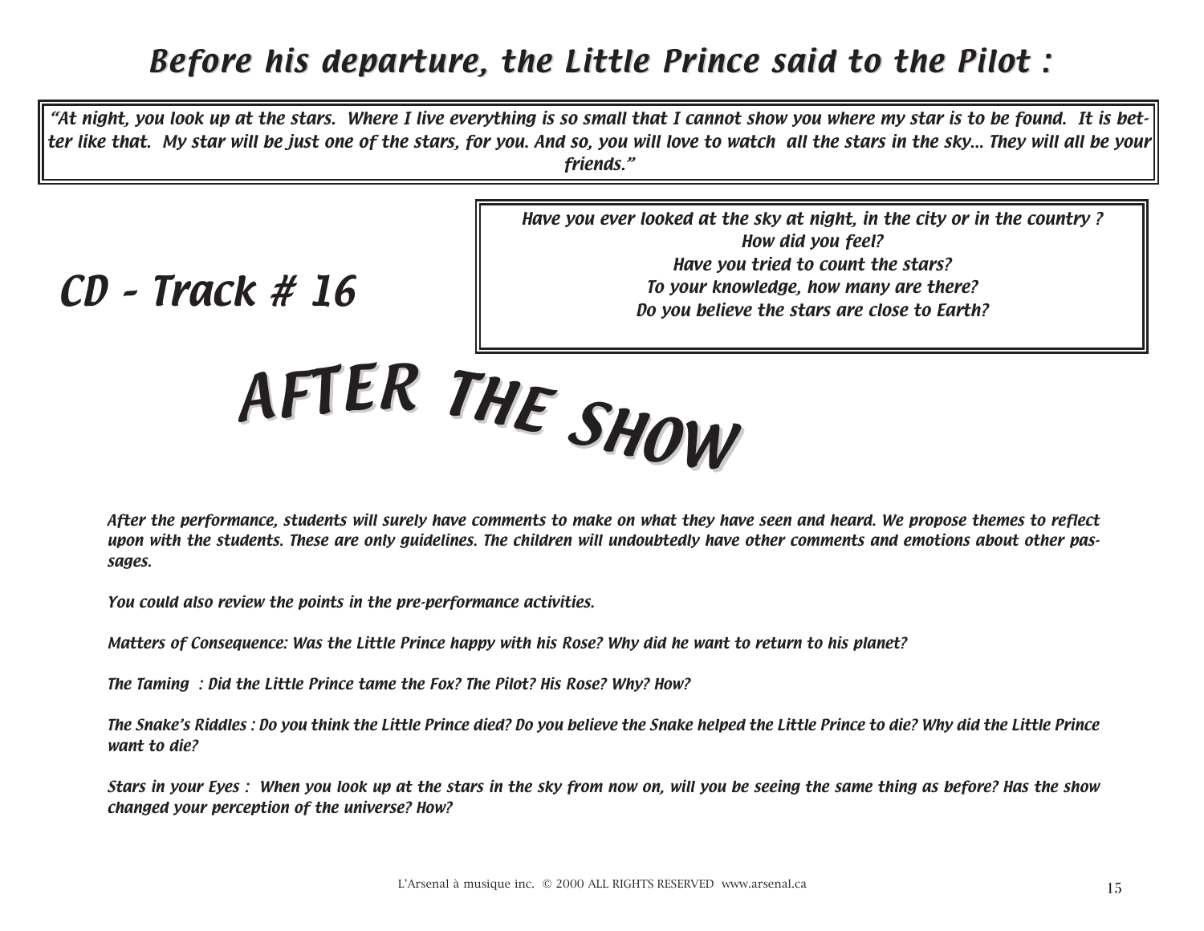## Before his departure, the Little Prince said to the Pilot :

> *"At night, you look up at the stars. Where I live everything is so small that I cannot show you where my star is to be found. It is better like that. My star will be just one of the stars, for you. And so, you will love to watch all the stars in the sky... They will all be your friends."*

## CD - Track # 16

> *Have you ever looked at the sky at night, in the city or in the country ?*
> *How did you feel?*
> *Have you tried to count the stars?*
> *To your knowledge, how many are there?*
> *Do you believe the stars are close to Earth?*

# AFTER THE SHOW

*After the performance, students will surely have comments to make on what they have seen and heard. We propose themes to reflect upon with the students. These are only guidelines. The children will undoubtedly have other comments and emotions about other passages.*

*You could also review the points in the pre-performance activities.*

*Matters of Consequence: Was the Little Prince happy with his Rose? Why did he want to return to his planet?*

*The Taming : Did the Little Prince tame the Fox? The Pilot? His Rose? Why? How?*

*The Snake's Riddles : Do you think the Little Prince died? Do you believe the Snake helped the Little Prince to die? Why did the Little Prince want to die?*

*Stars in your Eyes : When you look up at the stars in the sky from now on, will you be seeing the same thing as before? Has the show changed your perception of the universe? How?*

L'Arsenal à musique inc. © 2000 ALL RIGHTS RESERVED www.arsenal.ca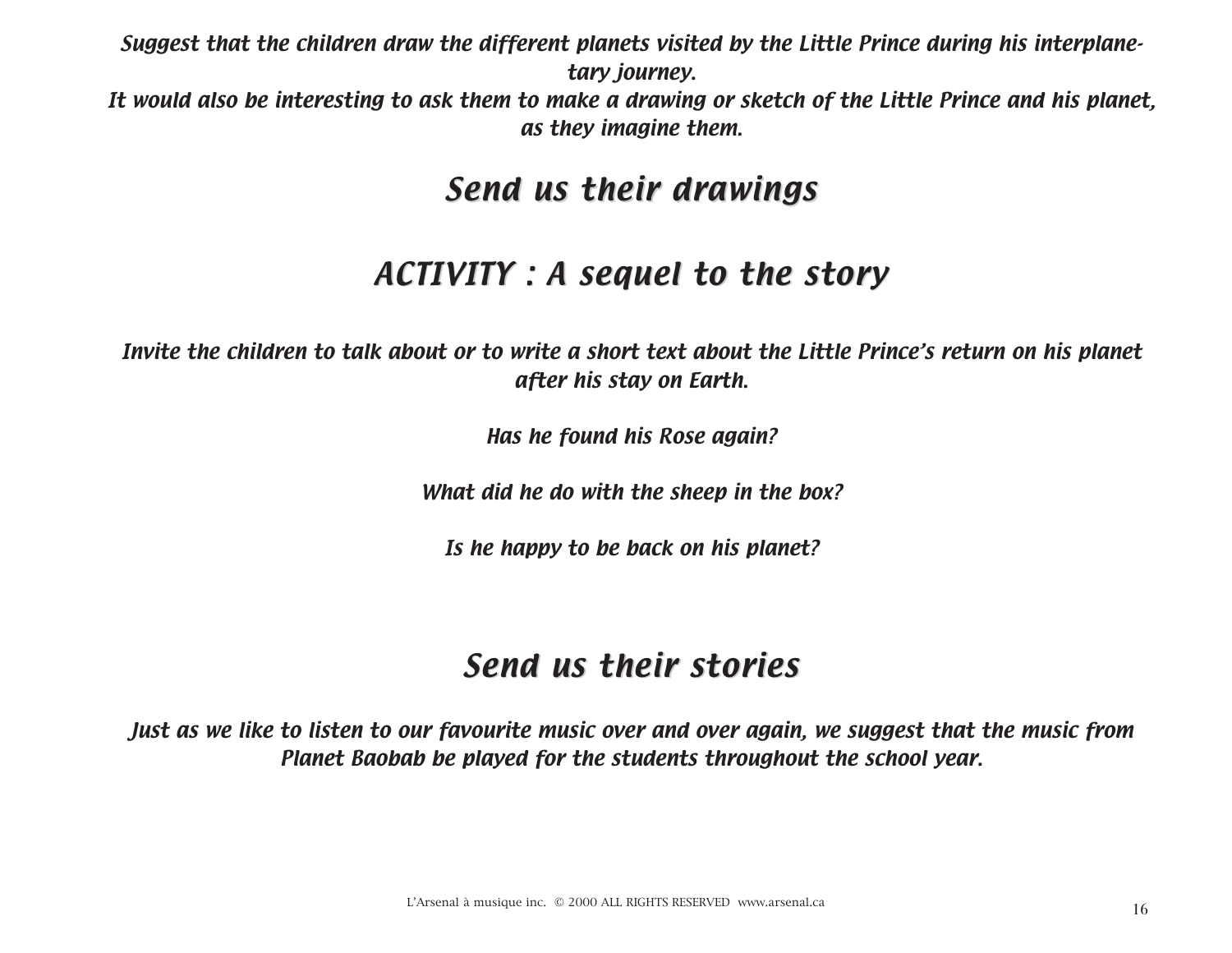*Suggest that the children draw the different planets visited by the Little Prince during his interplanetary journey.*
*It would also be interesting to ask them to make a drawing or sketch of the Little Prince and his planet, as they imagine them.*

## *Send us their drawings*

## *ACTIVITY : A sequel to the story*

*Invite the children to talk about or to write a short text about the Little Prince's return on his planet after his stay on Earth.*

*Has he found his Rose again?*

*What did he do with the sheep in the box?*

*Is he happy to be back on his planet?*

## *Send us their stories*

*Just as we like to listen to our favourite music over and over again, we suggest that the music from Planet Baobab be played for the students throughout the school year.*

L'Arsenal à musique inc. © 2000 ALL RIGHTS RESERVED www.arsenal.ca